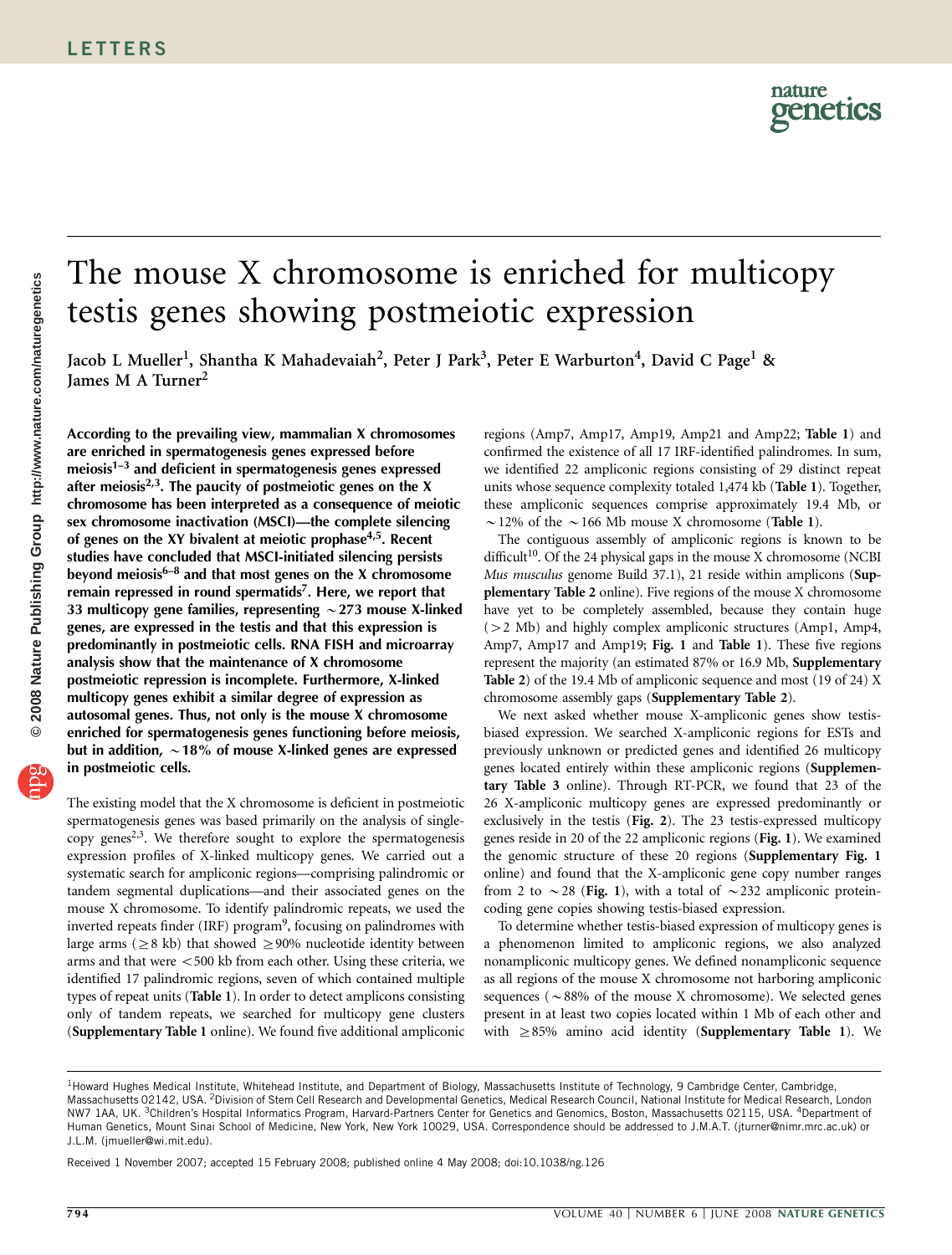# The mouse X chromosome is enriched for multicopy testis genes showing postmeiotic expression

Jacob L Mueller[1], Shantha K Mahadevaiah[2], Peter J Park[3], Peter E Warburton[4], David C Page[1] & James M A Turner[2]

**According to the prevailing view, mammalian X chromosomes are enriched in spermatogenesis genes expressed before meiosis[1–3] and deficient in spermatogenesis genes expressed after meiosis[2,3]. The paucity of postmeiotic genes on the X chromosome has been interpreted as a consequence of meiotic sex chromosome inactivation (MSCI)—the complete silencing of genes on the XY bivalent at meiotic prophase[4,5]. Recent studies have concluded that MSCI-initiated silencing persists beyond meiosis[6–8] and that most genes on the X chromosome remain repressed in round spermatids[7]. Here, we report that 33 multicopy gene families, representing ~273 mouse X-linked genes, are expressed in the testis and that this expression is predominantly in postmeiotic cells. RNA FISH and microarray analysis show that the maintenance of X chromosome postmeiotic repression is incomplete. Furthermore, X-linked multicopy genes exhibit a similar degree of expression as autosomal genes. Thus, not only is the mouse X chromosome enriched for spermatogenesis genes functioning before meiosis, but in addition, ~18% of mouse X-linked genes are expressed in postmeiotic cells.**

The existing model that the X chromosome is deficient in postmeiotic spermatogenesis genes was based primarily on the analysis of single-copy genes[2,3]. We therefore sought to explore the spermatogenesis expression profiles of X-linked multicopy genes. We carried out a systematic search for ampliconic regions—comprising palindromic or tandem segmental duplications—and their associated genes on the mouse X chromosome. To identify palindromic repeats, we used the inverted repeats finder (IRF) program[9], focusing on palindromes with large arms (≥8 kb) that showed ≥90% nucleotide identity between arms and that were <500 kb from each other. Using these criteria, we identified 17 palindromic regions, seven of which contained multiple types of repeat units (**Table 1**). In order to detect amplicons consisting only of tandem repeats, we searched for multicopy gene clusters (**Supplementary Table 1** online). We found five additional ampliconic regions (Amp7, Amp17, Amp19, Amp21 and Amp22; **Table 1**) and confirmed the existence of all 17 IRF-identified palindromes. In sum, we identified 22 ampliconic regions consisting of 29 distinct repeat units whose sequence complexity totaled 1,474 kb (**Table 1**). Together, these ampliconic sequences comprise approximately 19.4 Mb, or ~12% of the ~166 Mb mouse X chromosome (**Table 1**).

The contiguous assembly of ampliconic regions is known to be difficult[10]. Of the 24 physical gaps in the mouse X chromosome (NCBI *Mus musculus* genome Build 37.1), 21 reside within amplicons (**Supplementary Table 2** online). Five regions of the mouse X chromosome have yet to be completely assembled, because they contain huge (>2 Mb) and highly complex ampliconic structures (Amp1, Amp4, Amp7, Amp17 and Amp19; **Fig. 1** and **Table 1**). These five regions represent the majority (an estimated 87% or 16.9 Mb, **Supplementary Table 2**) of the 19.4 Mb of ampliconic sequence and most (19 of 24) X chromosome assembly gaps (**Supplementary Table 2**).

We next asked whether mouse X-ampliconic genes show testis-biased expression. We searched X-ampliconic regions for ESTs and previously unknown or predicted genes and identified 26 multicopy genes located entirely within these ampliconic regions (**Supplementary Table 3** online). Through RT-PCR, we found that 23 of the 26 X-ampliconic multicopy genes are expressed predominantly or exclusively in the testis (**Fig. 2**). The 23 testis-expressed multicopy genes reside in 20 of the 22 ampliconic regions (**Fig. 1**). We examined the genomic structure of these 20 regions (**Supplementary Fig. 1** online) and found that the X-ampliconic gene copy number ranges from 2 to ~28 (**Fig. 1**), with a total of ~232 ampliconic protein-coding gene copies showing testis-biased expression.

To determine whether testis-biased expression of multicopy genes is a phenomenon limited to ampliconic regions, we also analyzed nonampliconic multicopy genes. We defined nonampliconic sequence as all regions of the mouse X chromosome not harboring ampliconic sequences (~88% of the mouse X chromosome). We selected genes present in at least two copies located within 1 Mb of each other and with ≥85% amino acid identity (**Supplementary Table 1**). We

---

[1]Howard Hughes Medical Institute, Whitehead Institute, and Department of Biology, Massachusetts Institute of Technology, 9 Cambridge Center, Cambridge, Massachusetts 02142, USA. [2]Division of Stem Cell Research and Developmental Genetics, Medical Research Council, National Institute for Medical Research, London NW7 1AA, UK. [3]Children's Hospital Informatics Program, Harvard-Partners Center for Genetics and Genomics, Boston, Massachusetts 02115, USA. [4]Department of Human Genetics, Mount Sinai School of Medicine, New York, New York 10029, USA. Correspondence should be addressed to J.M.A.T. (jturner@nimr.mrc.ac.uk) or J.L.M. (jmueller@wi.mit.edu).

Received 1 November 2007; accepted 15 February 2008; published online 4 May 2008; doi:10.1038/ng.126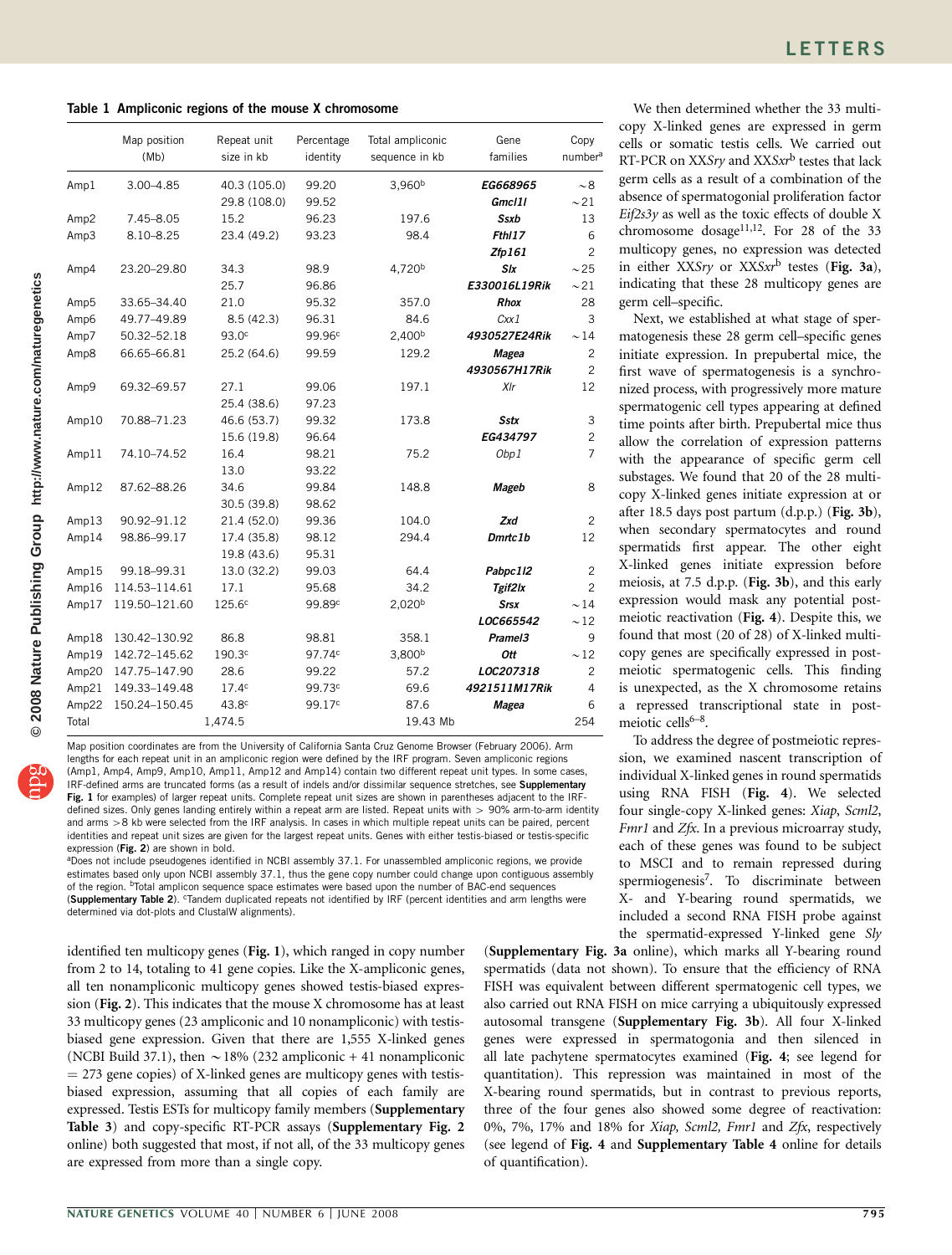**Table 1 Ampliconic regions of the mouse X chromosome**

| | Map position (Mb) | Repeat unit size in kb | Percentage identity | Total ampliconic sequence in kb | Gene families | Copy number[a] |
|---|---|---|---|---|---|---|
| Amp1 | 3.00–4.85 | 40.3 (105.0) | 99.20 | 3,960[b] | ***EG668965*** | ~8 |
| | | 29.8 (108.0) | 99.52 | | ***Gmcl1l*** | ~21 |
| Amp2 | 7.45–8.05 | 15.2 | 96.23 | 197.6 | ***Ssxb*** | 13 |
| Amp3 | 8.10–8.25 | 23.4 (49.2) | 93.23 | 98.4 | ***Fthl17*** | 6 |
| | | | | | ***Zfp161*** | 2 |
| Amp4 | 23.20–29.80 | 34.3 | 98.9 | 4,720[b] | ***Slx*** | ~25 |
| | | 25.7 | 96.86 | | ***E330016L19Rik*** | ~21 |
| Amp5 | 33.65–34.40 | 21.0 | 95.32 | 357.0 | ***Rhox*** | 28 |
| Amp6 | 49.77–49.89 | 8.5 (42.3) | 96.31 | 84.6 | *Cxx1* | 3 |
| Amp7 | 50.32–52.18 | 93.0[c] | 99.96[c] | 2,400[b] | ***4930527E24Rik*** | ~14 |
| Amp8 | 66.65–66.81 | 25.2 (64.6) | 99.59 | 129.2 | ***Magea*** | 2 |
| | | | | | ***4930567H17Rik*** | 2 |
| Amp9 | 69.32–69.57 | 27.1 | 99.06 | 197.1 | ***Xlr*** | 12 |
| | | 25.4 (38.6) | 97.23 | | | |
| Amp10 | 70.88–71.23 | 46.6 (53.7) | 99.32 | 173.8 | ***Sstx*** | 3 |
| | | 15.6 (19.8) | 96.64 | | ***EG434797*** | 2 |
| Amp11 | 74.10–74.52 | 16.4 | 98.21 | 75.2 | *Obp1* | 7 |
| | | 13.0 | 93.22 | | | |
| Amp12 | 87.62–88.26 | 34.6 | 99.84 | 148.8 | ***Mageb*** | 8 |
| | | 30.5 (39.8) | 98.62 | | | |
| Amp13 | 90.92–91.12 | 21.4 (52.0) | 99.36 | 104.0 | ***Zxd*** | 2 |
| Amp14 | 98.86–99.17 | 17.4 (35.8) | 98.12 | 294.4 | ***Dmrtc1b*** | 12 |
| | | 19.8 (43.6) | 95.31 | | | |
| Amp15 | 99.18–99.31 | 13.0 (32.2) | 99.03 | 64.4 | ***Pabpc1l2*** | 2 |
| Amp16 | 114.53–114.61 | 17.1 | 95.68 | 34.2 | ***Tgif2lx*** | 2 |
| Amp17 | 119.50–121.60 | 125.6[c] | 99.89[c] | 2,020[b] | ***Srsx*** | ~14 |
| | | | | | ***LOC665542*** | ~12 |
| Amp18 | 130.42–130.92 | 86.8 | 98.81 | 358.1 | ***Pramel3*** | 9 |
| Amp19 | 142.72–145.62 | 190.3[c] | 97.74[c] | 3,800[b] | ***Ott*** | ~12 |
| Amp20 | 147.75–147.90 | 28.6 | 99.22 | 57.2 | ***LOC207318*** | 2 |
| Amp21 | 149.33–149.48 | 17.4[c] | 99.73[c] | 69.6 | ***4921511M17Rik*** | 4 |
| Amp22 | 150.24–150.45 | 43.8[c] | 99.17[c] | 87.6 | ***Magea*** | 6 |
| Total | | 1,474.5 | | 19.43 Mb | | 254 |

Map position coordinates are from the University of California Santa Cruz Genome Browser (February 2006). Arm lengths for each repeat unit in an ampliconic region were defined by the IRF program. Seven ampliconic regions (Amp1, Amp4, Amp9, Amp10, Amp11, Amp12 and Amp14) contain two different repeat unit types. In some cases, IRF-defined arms are truncated forms (as a result of indels and/or dissimilar sequence stretches, see **Supplementary Fig. 1** for examples) of larger repeat units. Complete repeat unit sizes are shown in parentheses adjacent to the IRF-defined sizes. Only genes landing entirely within a repeat arm are listed. Repeat units with > 90% arm-to-arm identity and arms >8 kb were selected from the IRF analysis. In cases in which multiple repeat units can be paired, percent identities and repeat unit sizes are given for the largest repeat units. Genes with either testis-biased or testis-specific expression (**Fig. 2**) are shown in bold.
[a]Does not include pseudogenes identified in NCBI assembly 37.1. For unassembled ampliconic regions, we provide estimates based only upon NCBI assembly 37.1, thus the gene copy number could change upon contiguous assembly of the region. [b]Total amplicon sequence space estimates were based upon the number of BAC-end sequences (**Supplementary Table 2**). [c]Tandem duplicated repeats not identified by IRF (percent identities and arm lengths were determined via dot-plots and ClustalW alignments).

identified ten multicopy genes (**Fig. 1**), which ranged in copy number from 2 to 14, totaling to 41 gene copies. Like the X-ampliconic genes, all ten nonampliconic multicopy genes showed testis-biased expression (**Fig. 2**). This indicates that the mouse X chromosome has at least 33 multicopy genes (23 ampliconic and 10 nonampliconic) with testis-biased gene expression. Given that there are 1,555 X-linked genes (NCBI Build 37.1), then ~18% (232 ampliconic + 41 nonampliconic = 273 gene copies) of X-linked genes are multicopy genes with testis-biased expression, assuming that all copies of each family are expressed. Testis ESTs for multicopy family members (**Supplementary Table 3**) and copy-specific RT-PCR assays (**Supplementary Fig. 2** online) both suggested that most, if not all, of the 33 multicopy genes are expressed from more than a single copy.

We then determined whether the 33 multicopy X-linked genes are expressed in germ cells or somatic testis cells. We carried out RT-PCR on XX*Sry* and XX*Sxr*[b] testes that lack germ cells as a result of a combination of the absence of spermatogonial proliferation factor *Eif2s3y* as well as the toxic effects of double X chromosome dosage[11,12]. For 28 of the 33 multicopy genes, no expression was detected in either XX*Sry* or XX*Sxr*[b] testes (**Fig. 3a**), indicating that these 28 multicopy genes are germ cell–specific.

Next, we established at what stage of spermatogenesis these 28 germ cell–specific genes initiate expression. In prepubertal mice, the first wave of spermatogenesis is a synchronized process, with progressively more mature spermatogenic cell types appearing at defined time points after birth. Prepubertal mice thus allow the correlation of expression patterns with the appearance of specific germ cell substages. We found that 20 of the 28 multicopy X-linked genes initiate expression at or after 18.5 days post partum (d.p.p.) (**Fig. 3b**), when secondary spermatocytes and round spermatids first appear. The other eight X-linked genes initiate expression before meiosis, at 7.5 d.p.p. (**Fig. 3b**), and this early expression would mask any potential postmeiotic reactivation (**Fig. 4**). Despite this, we found that most (20 of 28) of X-linked multicopy genes are specifically expressed in postmeiotic spermatogenic cells. This finding is unexpected, as the X chromosome retains a repressed transcriptional state in postmeiotic cells[6–8].

To address the degree of postmeiotic repression, we examined nascent transcription of individual X-linked genes in round spermatids using RNA FISH (**Fig. 4**). We selected four single-copy X-linked genes: *Xiap*, *Scml2*, *Fmr1* and *Zfx*. In a previous microarray study, each of these genes was found to be subject to MSCI and to remain repressed during spermiogenesis[7]. To discriminate between X- and Y-bearing round spermatids, we included a second RNA FISH probe against the spermatid-expressed Y-linked gene *Sly* (**Supplementary Fig. 3a** online), which marks all Y-bearing round spermatids (data not shown). To ensure that the efficiency of RNA FISH was equivalent between different spermatogenic cell types, we also carried out RNA FISH on mice carrying a ubiquitously expressed autosomal transgene (**Supplementary Fig. 3b**). All four X-linked genes were expressed in spermatogonia and then silenced in all late pachytene spermatocytes examined (**Fig. 4**; see legend for quantitation). This repression was maintained in most of the X-bearing round spermatids, but in contrast to previous reports, three of the four genes also showed some degree of reactivation: 0%, 7%, 17% and 18% for *Xiap*, *Scml2*, *Fmr1* and *Zfx*, respectively (see legend of **Fig. 4** and **Supplementary Table 4** online for details of quantification).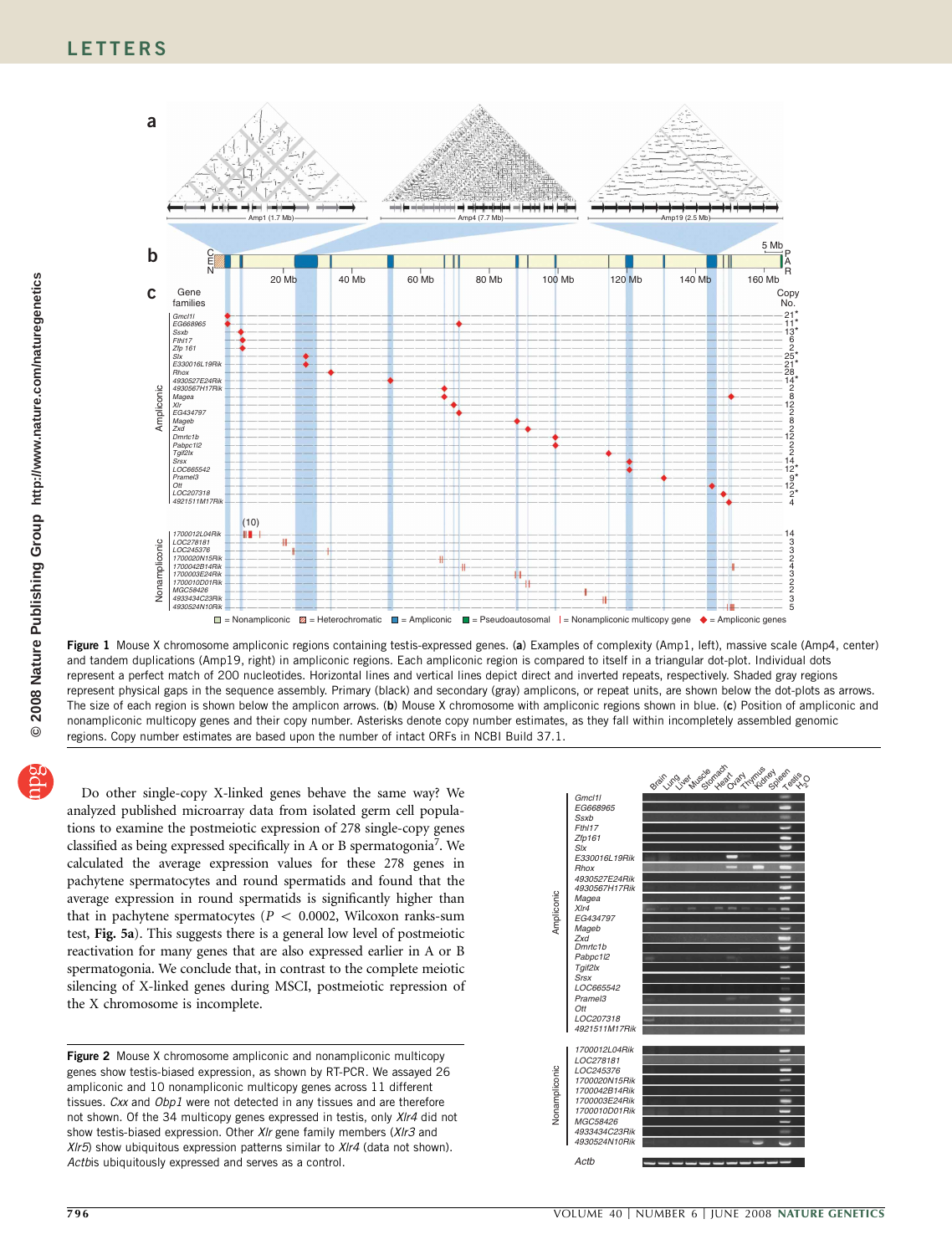**Figure 1** Mouse X chromosome ampliconic regions containing testis-expressed genes. (**a**) Examples of complexity (Amp1, left), massive scale (Amp4, center) and tandem duplications (Amp19, right) in ampliconic regions. Each ampliconic region is compared to itself in a triangular dot-plot. Individual dots represent a perfect match of 200 nucleotides. Horizontal lines and vertical lines depict direct and inverted repeats, respectively. Shaded gray regions represent physical gaps in the sequence assembly. Primary (black) and secondary (gray) amplicons, or repeat units, are shown below the dot-plots as arrows. The size of each region is shown below the amplicon arrows. (**b**) Mouse X chromosome with ampliconic regions shown in blue. (**c**) Position of ampliconic and nonampliconic multicopy genes and their copy number. Asterisks denote copy number estimates, as they fall within incompletely assembled genomic regions. Copy number estimates are based upon the number of intact ORFs in NCBI Build 37.1.

Do other single-copy X-linked genes behave the same way? We analyzed published microarray data from isolated germ cell populations to examine the postmeiotic expression of 278 single-copy genes classified as being expressed specifically in A or B spermatogonia[7]. We calculated the average expression values for these 278 genes in pachytene spermatocytes and round spermatids and found that the average expression in round spermatids is significantly higher than that in pachytene spermatocytes ($P < 0.0002$, Wilcoxon ranks-sum test, **Fig. 5a**). This suggests there is a general low level of postmeiotic reactivation for many genes that are also expressed earlier in A or B spermatogonia. We conclude that, in contrast to the complete meiotic silencing of X-linked genes during MSCI, postmeiotic repression of the X chromosome is incomplete.

**Figure 2** Mouse X chromosome ampliconic and nonampliconic multicopy genes show testis-biased expression, as shown by RT-PCR. We assayed 26 ampliconic and 10 nonampliconic multicopy genes across 11 different tissues. *Cxx* and *Obp1* were not detected in any tissues and are therefore not shown. Of the 34 multicopy genes expressed in testis, only *Xlr4* did not show testis-biased expression. Other *Xlr* gene family members (*Xlr3* and *Xlr5*) show ubiquitous expression patterns similar to *Xlr4* (data not shown). *Actb* is ubiquitously expressed and serves as a control.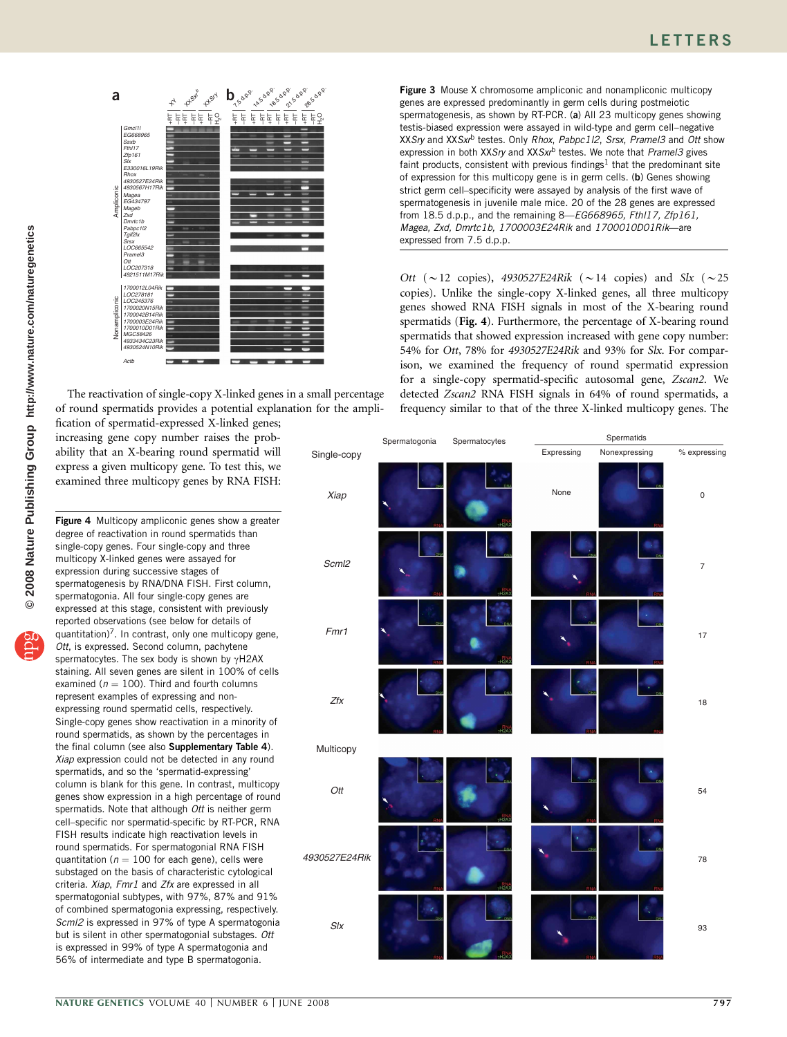**Figure 3** Mouse X chromosome ampliconic and nonampliconic multicopy genes are expressed predominantly in germ cells during postmeiotic spermatogenesis, as shown by RT-PCR. (**a**) All 23 multicopy genes showing testis-biased expression were assayed in wild-type and germ cell–negative XX*Sry* and XX*Sxr*[b] testes. Only *Rhox*, *Pabpc1l2*, *Srsx*, *Pramel3* and *Ott* show expression in both XX*Sry* and XX*Sxr*[b] testes. We note that *Pramel3* gives faint products, consistent with previous findings[1] that the predominant site of expression for this multicopy gene is in germ cells. (**b**) Genes showing strict germ cell–specificity were assayed by analysis of the first wave of spermatogenesis in juvenile male mice. 20 of the 28 genes are expressed from 18.5 d.p.p., and the remaining 8—*EG668965, Fthl17, Zfp161, Magea, Zxd, Dmrtc1b, 1700003E24Rik* and *1700010D01Rik*—are expressed from 7.5 d.p.p.

The reactivation of single-copy X-linked genes in a small percentage of round spermatids provides a potential explanation for the amplification of spermatid-expressed X-linked genes; increasing gene copy number raises the probability that an X-bearing round spermatid will express a given multicopy gene. To test this, we examined three multicopy genes by RNA FISH: *Ott* (~12 copies), *4930527E24Rik* (~14 copies) and *Slx* (~25 copies). Unlike the single-copy X-linked genes, all three multicopy genes showed RNA FISH signals in most of the X-bearing round spermatids (**Fig. 4**). Furthermore, the percentage of X-bearing round spermatids that showed expression increased with gene copy number: 54% for *Ott*, 78% for *4930527E24Rik* and 93% for *Slx*. For comparison, we examined the frequency of round spermatid expression for a single-copy spermatid-specific autosomal gene, *Zscan2*. We detected *Zscan2* RNA FISH signals in 64% of round spermatids, a frequency similar to that of the three X-linked multicopy genes. The

**Figure 4** Multicopy ampliconic genes show a greater degree of reactivation in round spermatids than single-copy genes. Four single-copy and three multicopy X-linked genes were assayed for expression during successive stages of spermatogenesis by RNA/DNA FISH. First column, spermatogonia. All four single-copy genes are expressed at this stage, consistent with previously reported observations (see below for details of quantitation)[7]. In contrast, only one multicopy gene, *Ott*, is expressed. Second column, pachytene spermatocytes. The sex body is shown by γH2AX staining. All seven genes are silent in 100% of cells examined ($n = 100$). Third and fourth columns represent examples of expressing and non-expressing round spermatid cells, respectively. Single-copy genes show reactivation in a minority of round spermatids, as shown by the percentages in the final column (see also **Supplementary Table 4**). *Xiap* expression could not be detected in any round spermatids, and so the 'spermatid-expressing' column is blank for this gene. In contrast, multicopy genes show expression in a high percentage of round spermatids. Note that although *Ott* is neither germ cell–specific nor spermatid-specific by RT-PCR, RNA FISH results indicate high reactivation levels in round spermatids. For spermatogonial RNA FISH quantitation ($n = 100$ for each gene), cells were substaged on the basis of characteristic cytological criteria. *Xiap, Fmr1* and *Zfx* are expressed in all spermatogonial subtypes, with 97%, 87% and 91% of combined spermatogonia expressing, respectively. *Scml2* is expressed in 97% of type A spermatogonia but is silent in other spermatogonial substages. *Ott* is expressed in 99% of type A spermatogonia and 56% of intermediate and type B spermatogonia.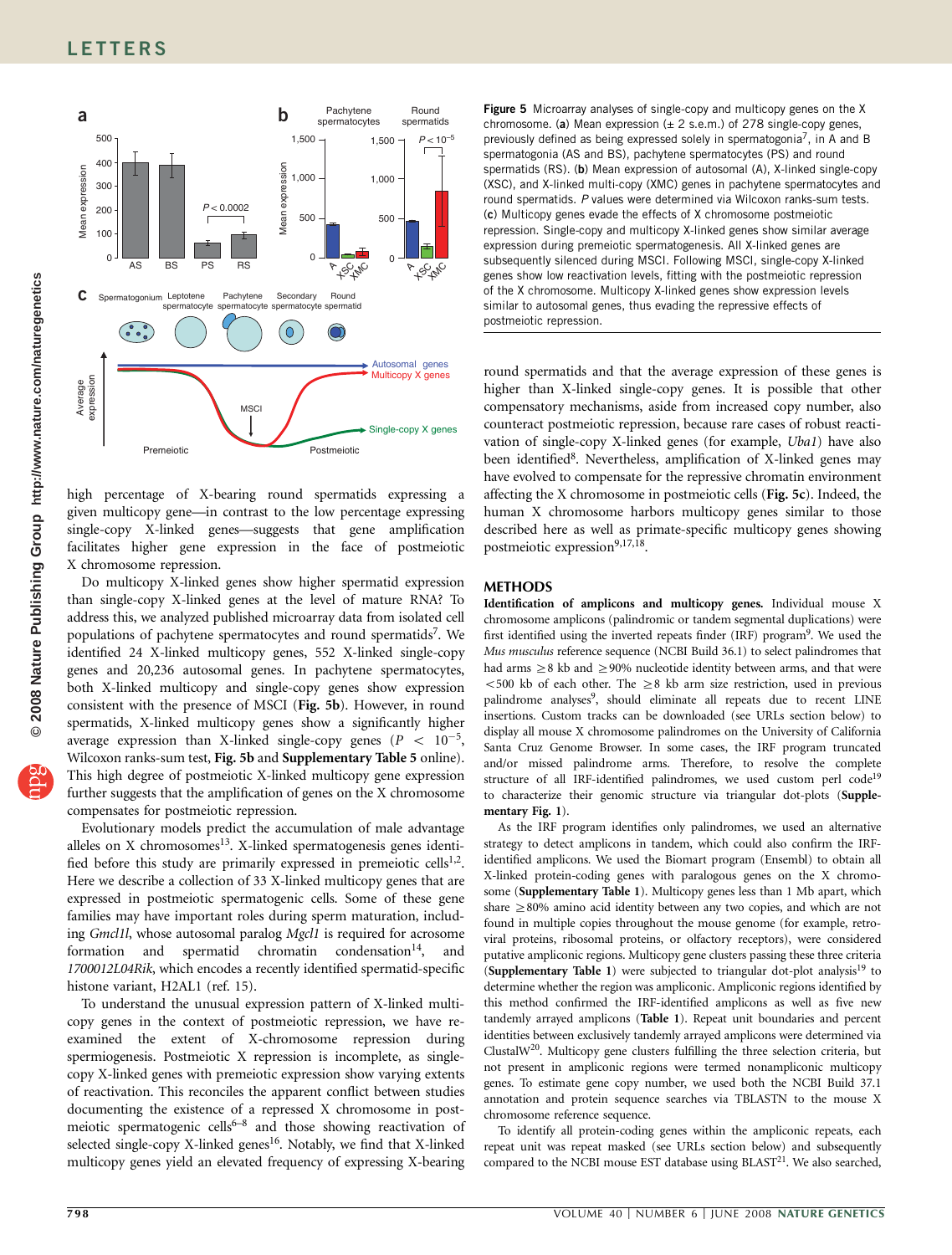**Figure 5** Microarray analyses of single-copy and multicopy genes on the X chromosome. (**a**) Mean expression (± 2 s.e.m.) of 278 single-copy genes, previously defined as being expressed solely in spermatogonia[7], in A and B spermatogonia (AS and BS), pachytene spermatocytes (PS) and round spermatids (RS). (**b**) Mean expression of autosomal (A), X-linked single-copy (XSC), and X-linked multi-copy (XMC) genes in pachytene spermatocytes and round spermatids. *P* values were determined via Wilcoxon ranks-sum tests. (**c**) Multicopy genes evade the effects of X chromosome postmeiotic repression. Single-copy and multicopy X-linked genes show similar average expression during premeiotic spermatogenesis. All X-linked genes are subsequently silenced during MSCI. Following MSCI, single-copy X-linked genes show low reactivation levels, fitting with the postmeiotic repression of the X chromosome. Multicopy X-linked genes show expression levels similar to autosomal genes, thus evading the repressive effects of postmeiotic repression.

high percentage of X-bearing round spermatids expressing a given multicopy gene—in contrast to the low percentage expressing single-copy X-linked genes—suggests that gene amplification facilitates higher gene expression in the face of postmeiotic X chromosome repression.

Do multicopy X-linked genes show higher spermatid expression than single-copy X-linked genes at the level of mature RNA? To address this, we analyzed published microarray data from isolated cell populations of pachytene spermatocytes and round spermatids[7]. We identified 24 X-linked multicopy genes, 552 X-linked single-copy genes and 20,236 autosomal genes. In pachytene spermatocytes, both X-linked multicopy and single-copy genes show expression consistent with the presence of MSCI (**Fig. 5b**). However, in round spermatids, X-linked multicopy genes show a significantly higher average expression than X-linked single-copy genes ($P < 10^{-5}$, Wilcoxon ranks-sum test, **Fig. 5b** and **Supplementary Table 5** online). This high degree of postmeiotic X-linked multicopy gene expression further suggests that the amplification of genes on the X chromosome compensates for postmeiotic repression.

Evolutionary models predict the accumulation of male advantage alleles on X chromosomes[13]. X-linked spermatogenesis genes identified before this study are primarily expressed in premeiotic cells[1,2]. Here we describe a collection of 33 X-linked multicopy genes that are expressed in postmeiotic spermatogenic cells. Some of these gene families may have important roles during sperm maturation, including *Gmcl1l*, whose autosomal paralog *Mgcl1* is required for acrosome formation and spermatid chromatin condensation[14], and *1700012L04Rik*, which encodes a recently identified spermatid-specific histone variant, H2AL1 (ref. 15).

To understand the unusual expression pattern of X-linked multicopy genes in the context of postmeiotic repression, we have reexamined the extent of X-chromosome repression during spermiogenesis. Postmeiotic X repression is incomplete, as single-copy X-linked genes with premeiotic expression show varying extents of reactivation. This reconciles the apparent conflict between studies documenting the existence of a repressed X chromosome in postmeiotic spermatogenic cells[6–8] and those showing reactivation of selected single-copy X-linked genes[16]. Notably, we find that X-linked multicopy genes yield an elevated frequency of expressing X-bearing round spermatids and that the average expression of these genes is higher than X-linked single-copy genes. It is possible that other compensatory mechanisms, aside from increased copy number, also counteract postmeiotic repression, because rare cases of robust reactivation of single-copy X-linked genes (for example, *Uba1*) have also been identified[8]. Nevertheless, amplification of X-linked genes may have evolved to compensate for the repressive chromatin environment affecting the X chromosome in postmeiotic cells (**Fig. 5c**). Indeed, the human X chromosome harbors multicopy genes similar to those described here as well as primate-specific multicopy genes showing postmeiotic expression[9,17,18].

## METHODS

**Identification of amplicons and multicopy genes.** Individual mouse X chromosome amplicons (palindromic or tandem segmental duplications) were first identified using the inverted repeats finder (IRF) program[9]. We used the *Mus musculus* reference sequence (NCBI Build 36.1) to select palindromes that had arms ≥8 kb and ≥90% nucleotide identity between arms, and that were <500 kb of each other. The ≥8 kb arm size restriction, used in previous palindrome analyses[9], should eliminate all repeats due to recent LINE insertions. Custom tracks can be downloaded (see URLs section below) to display all mouse X chromosome palindromes on the University of California Santa Cruz Genome Browser. In some cases, the IRF program truncated and/or missed palindrome arms. Therefore, to resolve the complete structure of all IRF-identified palindromes, we used custom perl code[19] to characterize their genomic structure via triangular dot-plots (**Supplementary Fig. 1**).

As the IRF program identifies only palindromes, we used an alternative strategy to detect amplicons in tandem, which could also confirm the IRF-identified amplicons. We used the Biomart program (Ensembl) to obtain all X-linked protein-coding genes with paralogous genes on the X chromosome (**Supplementary Table 1**). Multicopy genes less than 1 Mb apart, which share ≥80% amino acid identity between any two copies, and which are not found in multiple copies throughout the mouse genome (for example, retroviral proteins, ribosomal proteins, or olfactory receptors), were considered putative ampliconic regions. Multicopy gene clusters passing these three criteria (**Supplementary Table 1**) were subjected to triangular dot-plot analysis[19] to determine whether the region was ampliconic. Ampliconic regions identified by this method confirmed the IRF-identified amplicons as well as five new tandemly arrayed amplicons (**Table 1**). Repeat unit boundaries and percent identities between exclusively tandemly arrayed amplicons were determined via ClustalW[20]. Multicopy gene clusters fulfilling the three selection criteria, but not present in ampliconic regions were termed nonampliconic multicopy genes. To estimate gene copy number, we used both the NCBI Build 37.1 annotation and protein sequence searches via TBLASTN to the mouse X chromosome reference sequence.

To identify all protein-coding genes within the ampliconic repeats, each repeat unit was repeat masked (see URLs section below) and subsequently compared to the NCBI mouse EST database using BLAST[21]. We also searched,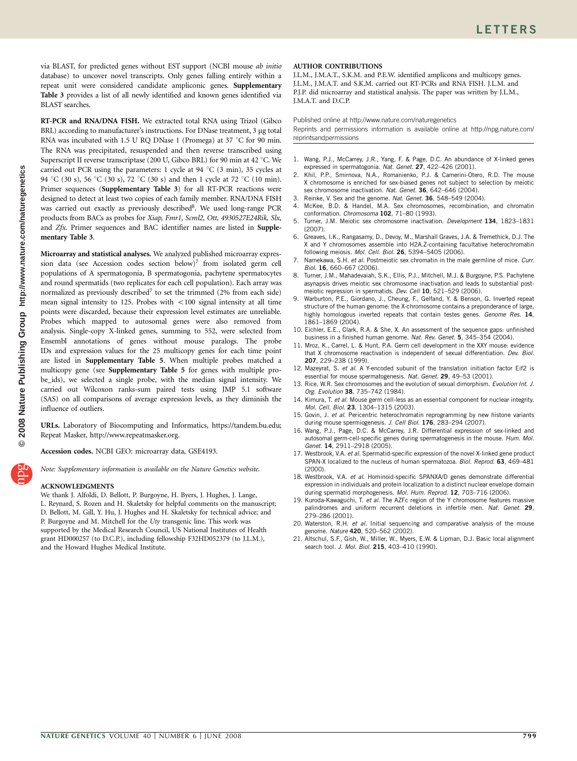via BLAST, for predicted genes without EST support (NCBI mouse *ab initio* database) to uncover novel transcripts. Only genes falling entirely within a repeat unit were considered candidate ampliconic genes. **Supplementary Table 3** provides a list of all newly identified and known genes identified via BLAST searches.

**RT-PCR and RNA/DNA FISH.** We extracted total RNA using Trizol (Gibco BRL) according to manufacturer's instructions. For DNase treatment, 3 μg total RNA was incubated with 1.5 U RQ DNase 1 (Promega) at 37 °C for 90 min. The RNA was precipitated, resuspended and then reverse transcribed using Superscript II reverse transcriptase (200 U, Gibco BRL) for 90 min at 42 °C. We carried out PCR using the parameters: 1 cycle at 94 °C (3 min), 35 cycles at 94 °C (30 s), 56 °C (30 s), 72 °C (30 s) and then 1 cycle at 72 °C (10 min). Primer sequences (**Supplementary Table 3**) for all RT-PCR reactions were designed to detect at least two copies of each family member. RNA/DNA FISH was carried out exactly as previously described[8]. We used long-range PCR products from BACs as probes for *Xiap*, *Fmr1*, *Scml2*, *Ott*, *4930527E24Rik*, *Slx*, and *Zfx*. Primer sequences and BAC identifier names are listed in **Supplementary Table 3**.

**Microarray and statistical analyses.** We analyzed published microarray expression data (see Accession codes section below)[7] from isolated germ cell populations of A spermatogonia, B spermatogonia, pachytene spermatocytes and round spermatids (two replicates for each cell population). Each array was normalized as previously described[7] to set the trimmed (2% from each side) mean signal intensity to 125. Probes with <100 signal intensity at all time points were discarded, because their expression level estimates are unreliable. Probes which mapped to autosomal genes were also removed from analysis. Single-copy X-linked genes, summing to 552, were selected from Ensembl annotations of genes without mouse paralogs. The probe IDs and expression values for the 25 multicopy genes for each time point are listed in **Supplementary Table 5**. When multiple probes matched a multicopy gene (see **Supplementary Table 5** for genes with multiple probe_ids), we selected a single probe, with the median signal intensity. We carried out Wilcoxon ranks-sum paired tests using JMP 5.1 software (SAS) on all comparisons of average expression levels, as they diminish the influence of outliers.

**URLs.** Laboratory of Biocomputing and Informatics, https://tandem.bu.edu; Repeat Masker, http://www.repeatmasker.org.

**Accession codes.** NCBI GEO: microarray data, GSE4193.

*Note: Supplementary information is available on the Nature Genetics website.*

## ACKNOWLEDGMENTS

We thank J. Alfoldi, D. Bellott, P. Burgoyne, H. Byers, J. Hughes, J. Lange, L. Reynard, S. Rozen and H. Skaletsky for helpful comments on the manuscript; D. Bellott, M. Gill, Y. Hu, J. Hughes and H. Skaletsky for technical advice; and P. Burgoyne and M. Mitchell for the *Uty* transgenic line. This work was supported by the Medical Research Council, US National Institutes of Health grant HD000257 (to D.C.P.), including fellowship F32HD052379 (to J.L.M.), and the Howard Hughes Medical Institute.

## AUTHOR CONTRIBUTIONS

J.L.M., J.M.A.T., S.K.M. and P.E.W. identified amplicons and multicopy genes. J.L.M., J.M.A.T. and S.K.M. carried out RT-PCRs and RNA FISH. J.L.M. and P.J.P. did microarray and statistical analysis. The paper was written by J.L.M., J.M.A.T. and D.C.P.

Published online at http://www.nature.com/naturegenetics
Reprints and permissions information is available online at http://npg.nature.com/reprintsandpermissions

1. Wang, P.J., McCarrey, J.R., Yang, F. & Page, D.C. An abundance of X-linked genes expressed in spermatogonia. *Nat. Genet.* **27**, 422–426 (2001).
2. Khil, P.P., Smirnova, N.A., Romanienko, P.J. & Camerini-Otero, R.D. The mouse X chromosome is enriched for sex-biased genes not subject to selection by meiotic sex chromosome inactivation. *Nat. Genet.* **36**, 642–646 (2004).
3. Reinke, V. Sex and the genome. *Nat. Genet.* **36**, 548–549 (2004).
4. McKee, B.D. & Handel, M.A. Sex chromosomes, recombination, and chromatin conformation. *Chromosoma* **102**, 71–80 (1993).
5. Turner, J.M. Meiotic sex chromosome inactivation. *Development* **134**, 1823–1831 (2007).
6. Greaves, I.K., Rangasamy, D., Devoy, M., Marshall Graves, J.A. & Tremethick, D.J. The X and Y chromosomes assemble into H2A.Z-containing facultative heterochromatin following meiosis. *Mol. Cell. Biol.* **26**, 5394–5405 (2006).
7. Namekawa, S.H. *et al.* Postmeiotic sex chromatin in the male germline of mice. *Curr. Biol.* **16**, 660–667 (2006).
8. Turner, J.M., Mahadevaiah, S.K., Ellis, P.J., Mitchell, M.J. & Burgoyne, P.S. Pachytene asynapsis drives meiotic sex chromosome inactivation and leads to substantial postmeiotic repression in spermatids. *Dev. Cell* **10**, 521–529 (2006).
9. Warburton, P.E., Giordano, J., Cheung, F., Gelfand, Y. & Benson, G. Inverted repeat structure of the human genome: the X-chromosome contains a preponderance of large, highly homologous inverted repeats that contain testes genes. *Genome Res.* **14**, 1861–1869 (2004).
10. Eichler, E.E., Clark, R.A. & She, X. An assessment of the sequence gaps: unfinished business in a finished human genome. *Nat. Rev. Genet.* **5**, 345–354 (2004).
11. Mroz, K., Carrel, L. & Hunt, P.A. Germ cell development in the XXY mouse: evidence that X chromosome reactivation is independent of sexual differentiation. *Dev. Biol.* **207**, 229–238 (1999).
12. Mazeyrat, S. *et al.* A Y-encoded subunit of the translation initiation factor Eif2 is essential for mouse spermatogenesis. *Nat. Genet.* **29**, 49–53 (2001).
13. Rice, W.R. Sex chromosomes and the evolution of sexual dimorphism. *Evolution Int. J. Org. Evolution* **38**, 735–742 (1984).
14. Kimura, T. *et al.* Mouse germ cell-less as an essential component for nuclear integrity. *Mol. Cell. Biol.* **23**, 1304–1315 (2003).
15. Govin, J. *et al.* Pericentric heterochromatin reprogramming by new histone variants during mouse spermiogenesis. *J. Cell Biol.* **176**, 283–294 (2007).
16. Wang, P.J., Page, D.C. & McCarrey, J.R. Differential expression of sex-linked and autosomal germ-cell-specific genes during spermatogenesis in the mouse. *Hum. Mol. Genet.* **14**, 2911–2918 (2005).
17. Westbrook, V.A. *et al.* Spermatid-specific expression of the novel X-linked gene product SPAN-X localized to the nucleus of human spermatozoa. *Biol. Reprod.* **63**, 469–481 (2000).
18. Westbrook, V.A. *et al.* Hominoid-specific SPANXA/D genes demonstrate differential expression in individuals and protein localization to a distinct nuclear envelope domain during spermatid morphogenesis. *Mol. Hum. Reprod.* **12**, 703–716 (2006).
19. Kuroda-Kawaguchi, T. *et al.* The AZFc region of the Y chromosome features massive palindromes and uniform recurrent deletions in infertile men. *Nat. Genet.* **29**, 279–286 (2001).
20. Waterston, R.H. *et al.* Initial sequencing and comparative analysis of the mouse genome. *Nature* **420**, 520–562 (2002).
21. Altschul, S.F., Gish, W., Miller, W., Myers, E.W. & Lipman, D.J. Basic local alignment search tool. *J. Mol. Biol.* **215**, 403–410 (1990).